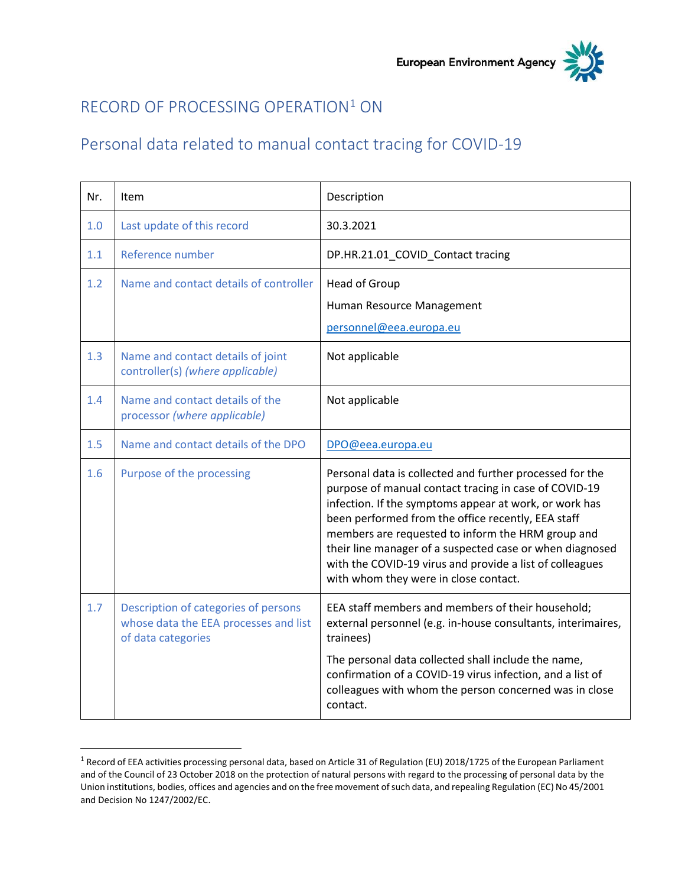European Environment Agency

# RECORD OF PROCESSING OPERATION[1] ON

## Personal data related to manual contact tracing for COVID-19

| Nr. | Item | Description |
|---|---|---|
| 1.0 | Last update of this record | 30.3.2021 |
| 1.1 | Reference number | DP.HR.21.01_COVID_Contact tracing |
| 1.2 | Name and contact details of controller | Head of Group<br>Human Resource Management<br>personnel@eea.europa.eu |
| 1.3 | Name and contact details of joint controller(s) *(where applicable)* | Not applicable |
| 1.4 | Name and contact details of the processor *(where applicable)* | Not applicable |
| 1.5 | Name and contact details of the DPO | DPO@eea.europa.eu |
| 1.6 | Purpose of the processing | Personal data is collected and further processed for the purpose of manual contact tracing in case of COVID-19 infection. If the symptoms appear at work, or work has been performed from the office recently, EEA staff members are requested to inform the HRM group and their line manager of a suspected case or when diagnosed with the COVID-19 virus and provide a list of colleagues with whom they were in close contact. |
| 1.7 | Description of categories of persons whose data the EEA processes and list of data categories | EEA staff members and members of their household; external personnel (e.g. in-house consultants, interimaires, trainees)<br>The personal data collected shall include the name, confirmation of a COVID-19 virus infection, and a list of colleagues with whom the person concerned was in close contact. |

[1] Record of EEA activities processing personal data, based on Article 31 of Regulation (EU) 2018/1725 of the European Parliament and of the Council of 23 October 2018 on the protection of natural persons with regard to the processing of personal data by the Union institutions, bodies, offices and agencies and on the free movement of such data, and repealing Regulation (EC) No 45/2001 and Decision No 1247/2002/EC.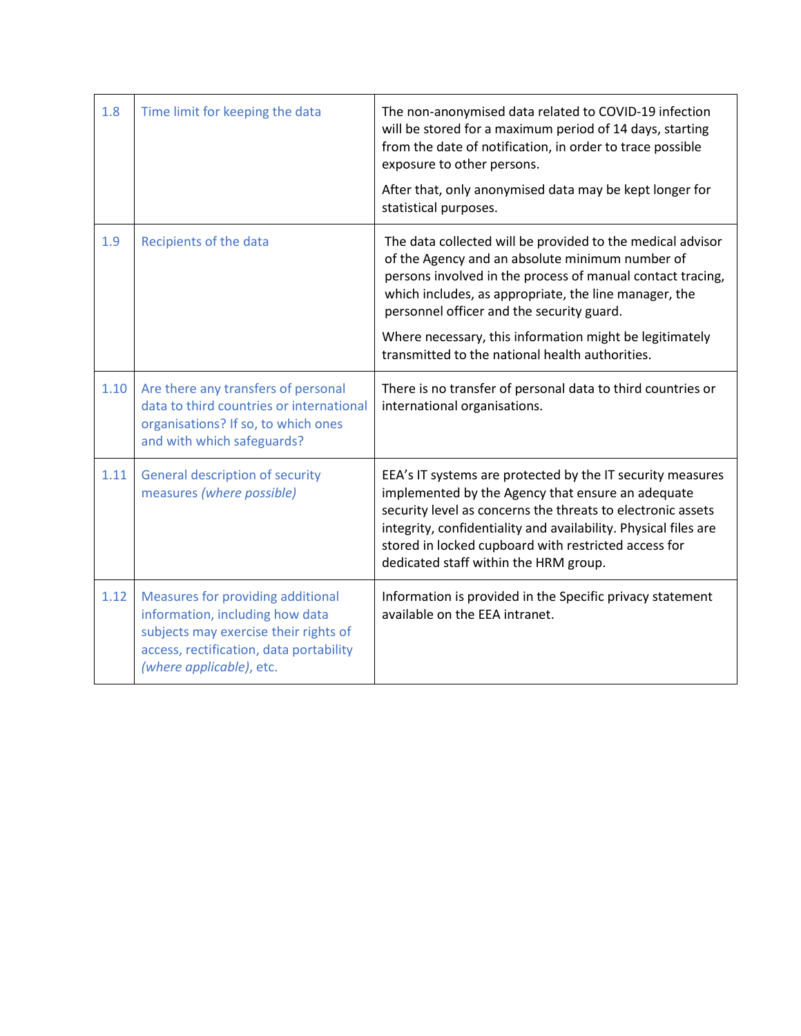| | | |
|---|---|---|
| 1.8 | Time limit for keeping the data | The non-anonymised data related to COVID-19 infection will be stored for a maximum period of 14 days, starting from the date of notification, in order to trace possible exposure to other persons.<br><br>After that, only anonymised data may be kept longer for statistical purposes. |
| 1.9 | Recipients of the data | The data collected will be provided to the medical advisor of the Agency and an absolute minimum number of persons involved in the process of manual contact tracing, which includes, as appropriate, the line manager, the personnel officer and the security guard.<br><br>Where necessary, this information might be legitimately transmitted to the national health authorities. |
| 1.10 | Are there any transfers of personal data to third countries or international organisations? If so, to which ones and with which safeguards? | There is no transfer of personal data to third countries or international organisations. |
| 1.11 | General description of security measures *(where possible)* | EEA's IT systems are protected by the IT security measures implemented by the Agency that ensure an adequate security level as concerns the threats to electronic assets integrity, confidentiality and availability. Physical files are stored in locked cupboard with restricted access for dedicated staff within the HRM group. |
| 1.12 | Measures for providing additional information, including how data subjects may exercise their rights of access, rectification, data portability *(where applicable)*, etc. | Information is provided in the Specific privacy statement available on the EEA intranet. |